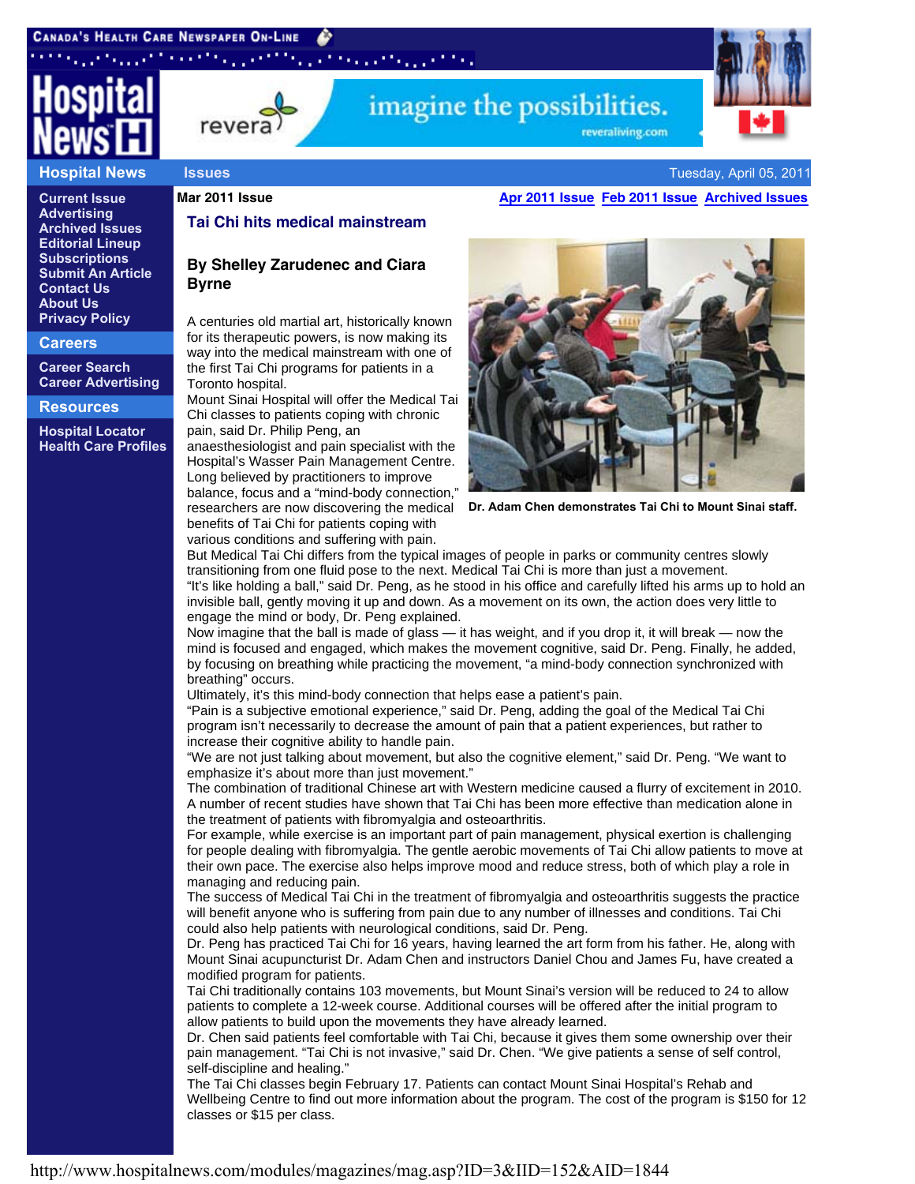# Tai Chi hits medical mainstream

**Mar 2011 Issue**

## By Shelley Zarudenec and Ciara Byrne

A centuries old martial art, historically known for its therapeutic powers, is now making its way into the medical mainstream with one of the first Tai Chi programs for patients in a Toronto hospital.

Mount Sinai Hospital will offer the Medical Tai Chi classes to patients coping with chronic pain, said Dr. Philip Peng, an anaesthesiologist and pain specialist with the Hospital's Wasser Pain Management Centre. Long believed by practitioners to improve balance, focus and a "mind-body connection," researchers are now discovering the medical benefits of Tai Chi for patients coping with various conditions and suffering with pain.

**Dr. Adam Chen demonstrates Tai Chi to Mount Sinai staff.**

But Medical Tai Chi differs from the typical images of people in parks or community centres slowly transitioning from one fluid pose to the next. Medical Tai Chi is more than just a movement.

"It's like holding a ball," said Dr. Peng, as he stood in his office and carefully lifted his arms up to hold an invisible ball, gently moving it up and down. As a movement on its own, the action does very little to engage the mind or body, Dr. Peng explained.

Now imagine that the ball is made of glass — it has weight, and if you drop it, it will break — now the mind is focused and engaged, which makes the movement cognitive, said Dr. Peng. Finally, he added, by focusing on breathing while practicing the movement, "a mind-body connection synchronized with breathing" occurs.

Ultimately, it's this mind-body connection that helps ease a patient's pain.

"Pain is a subjective emotional experience," said Dr. Peng, adding the goal of the Medical Tai Chi program isn't necessarily to decrease the amount of pain that a patient experiences, but rather to increase their cognitive ability to handle pain.

"We are not just talking about movement, but also the cognitive element," said Dr. Peng. "We want to emphasize it's about more than just movement."

The combination of traditional Chinese art with Western medicine caused a flurry of excitement in 2010. A number of recent studies have shown that Tai Chi has been more effective than medication alone in the treatment of patients with fibromyalgia and osteoarthritis.

For example, while exercise is an important part of pain management, physical exertion is challenging for people dealing with fibromyalgia. The gentle aerobic movements of Tai Chi allow patients to move at their own pace. The exercise also helps improve mood and reduce stress, both of which play a role in managing and reducing pain.

The success of Medical Tai Chi in the treatment of fibromyalgia and osteoarthritis suggests the practice will benefit anyone who is suffering from pain due to any number of illnesses and conditions. Tai Chi could also help patients with neurological conditions, said Dr. Peng.

Dr. Peng has practiced Tai Chi for 16 years, having learned the art form from his father. He, along with Mount Sinai acupuncturist Dr. Adam Chen and instructors Daniel Chou and James Fu, have created a modified program for patients.

Tai Chi traditionally contains 103 movements, but Mount Sinai's version will be reduced to 24 to allow patients to complete a 12-week course. Additional courses will be offered after the initial program to allow patients to build upon the movements they have already learned.

Dr. Chen said patients feel comfortable with Tai Chi, because it gives them some ownership over their pain management. "Tai Chi is not invasive," said Dr. Chen. "We give patients a sense of self control, self-discipline and healing."

The Tai Chi classes begin February 17. Patients can contact Mount Sinai Hospital's Rehab and Wellbeing Centre to find out more information about the program. The cost of the program is $150 for 12 classes or $15 per class.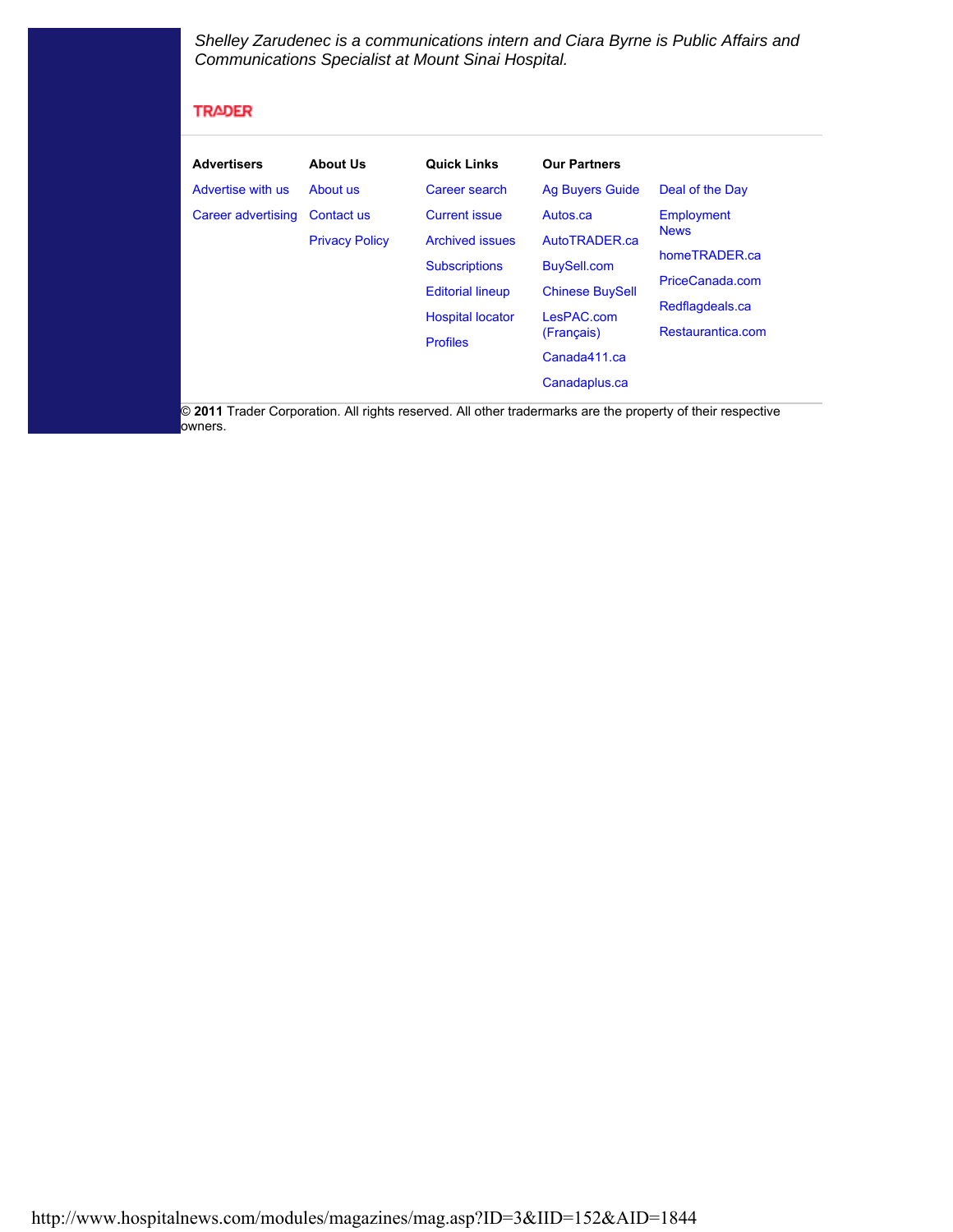*Shelley Zarudenec is a communications intern and Ciara Byrne is Public Affairs and Communications Specialist at Mount Sinai Hospital.*

TRADER

**Advertisers**

- Advertise with us
- Career advertising

**About Us**

- About us
- Contact us
- Privacy Policy

**Quick Links**

- Career search
- Current issue
- Archived issues
- Subscriptions
- Editorial lineup
- Hospital locator
- Profiles

**Our Partners**

- Ag Buyers Guide
- Autos.ca
- AutoTRADER.ca
- BuySell.com
- Chinese BuySell
- LesPAC.com (Français)
- Canada411.ca
- Canadaplus.ca
- Deal of the Day
- Employment News
- homeTRADER.ca
- PriceCanada.com
- Redflagdeals.ca
- Restaurantica.com

© **2011** Trader Corporation. All rights reserved. All other tradermarks are the property of their respective owners.

http://www.hospitalnews.com/modules/magazines/mag.asp?ID=3&IID=152&AID=1844